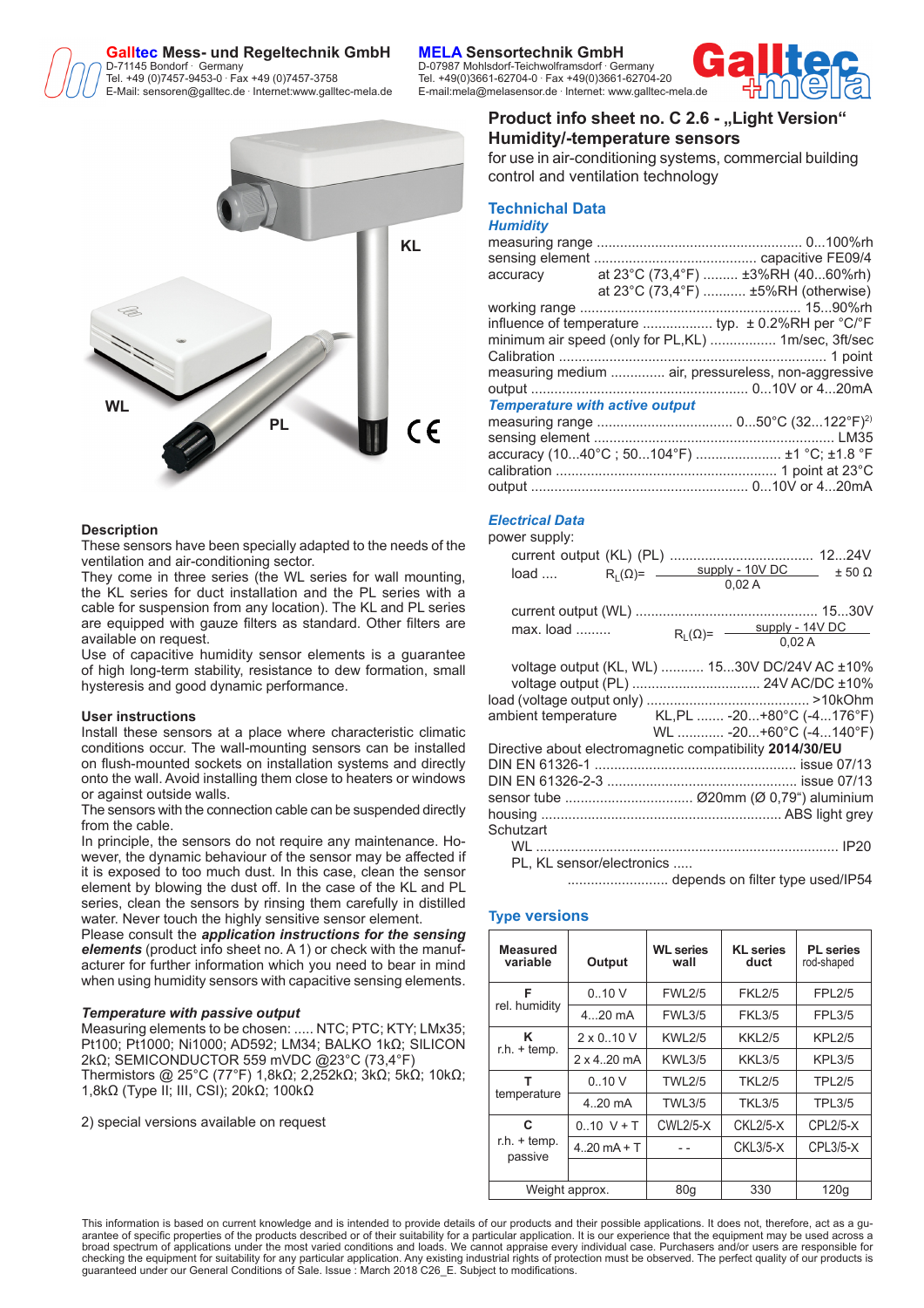**Galltec Mess- und Regeltechnik GmbH**
D-71145 Bondorf · Germany
Tel. +49 (0)7457-9453-0 · Fax +49 (0)7457-3758
E-Mail: sensoren@galltec.de · Internet:www.galltec-mela.de

**MELA Sensortechnik GmbH**
D-07987 Mohlsdorf-Teichwolframsdorf · Germany
Tel. +49(0)3661-62704-0 · Fax +49(0)3661-62704-20
E-mail:mela@melasensor.de · Internet: www.galltec-mela.de

# Product info sheet no. C 2.6 - „Light Version"
## Humidity/-temperature sensors

for use in air-conditioning systems, commercial building control and ventilation technology

KL

WL

PL

CE

## Technichal Data

### Humidity

measuring range .................... 0...100%rh
sensing element .................... capacitive FE09/4
accuracy at 23°C (73,4°F) ......... ±3%RH (40...60%rh)
at 23°C (73,4°F) ........... ±5%RH (otherwise)
working range .................... 15...90%rh
influence of temperature ................. typ. ± 0.2%RH per °C/°F
minimum air speed (only for PL,KL) ................ 1m/sec, 3ft/sec
Calibration .................... 1 point
measuring medium ............. air, pressureless, non-aggressive
output .................... 0...10V or 4...20mA

### Temperature with active output

measuring range .................... 0...50°C (32...122°F)[2]
sensing element .................... LM35
accuracy (10...40°C ; 50...104°F) ...................... ±1 °C; ±1.8 °F
calibration .................... 1 point at 23°C
output .................... 0...10V or 4...20mA

### Electrical Data

power supply:

current output (KL) (PL) .................... 12...24V
load .... $R_L(\Omega) = \frac{\text{supply - 10V DC}}{0{,}02\text{ A}}$ ± 50 Ω

current output (WL) .................... 15...30V
max. load ......... $R_L(\Omega) = \frac{\text{supply - 14V DC}}{0{,}02\text{ A}}$

voltage output (KL, WL) ........... 15...30V DC/24V AC ±10%
voltage output (PL) .................... 24V AC/DC ±10%
load (voltage output only) .................... >10kOhm
ambient temperature KL,PL ....... -20...+80°C (-4...176°F)
WL ........... -20...+60°C (-4...140°F)
Directive about electromagnetic compatibility **2014/30/EU**
DIN EN 61326-1 .................... issue 07/13
DIN EN 61326-2-3 .................... issue 07/13
sensor tube .................... Ø20mm (Ø 0,79") aluminium
housing .................... ABS light grey
Schutzart
WL .................... IP20
PL, KL sensor/electronics .....
.......................... depends on filter type used/IP54

### Description

These sensors have been specially adapted to the needs of the ventilation and air-conditioning sector.
They come in three series (the WL series for wall mounting, the KL series for duct installation and the PL series with a cable for suspension from any location). The KL and PL series are equipped with gauze filters as standard. Other filters are available on request.
Use of capacitive humidity sensor elements is a guarantee of high long-term stability, resistance to dew formation, small hysteresis and good dynamic performance.

### User instructions

Install these sensors at a place where characteristic climatic conditions occur. The wall-mounting sensors can be installed on flush-mounted sockets on installation systems and directly onto the wall. Avoid installing them close to heaters or windows or against outside walls.
The sensors with the connection cable can be suspended directly from the cable.
In principle, the sensors do not require any maintenance. However, the dynamic behaviour of the sensor may be affected if it is exposed to too much dust. In this case, clean the sensor element by blowing the dust off. In the case of the KL and PL series, clean the sensors by rinsing them carefully in distilled water. Never touch the highly sensitive sensor element.
Please consult the ***application instructions for the sensing elements*** (product info sheet no. A 1) or check with the manufacturer for further information which you need to bear in mind when using humidity sensors with capacitive sensing elements.

### *Temperature with passive output*

Measuring elements to be chosen: ..... NTC; PTC; KTY; LMx35; Pt100; Pt1000; Ni1000; AD592; LM34; BALKO 1kΩ; SILICON 2kΩ; SEMICONDUCTOR 559 mVDC @23°C (73,4°F)
Thermistors @ 25°C (77°F) 1,8kΩ; 2,252kΩ; 3kΩ; 5kΩ; 10kΩ; 1,8kΩ (Type II; III, CSI); 20kΩ; 100kΩ

2) special versions available on request

### Type versions

| Measured variable | Output | WL series wall | KL series duct | PL series rod-shaped |
|---|---|---|---|---|
| **F** rel. humidity | 0..10 V | FWL2/5 | FKL2/5 | FPL2/5 |
| | 4...20 mA | FWL3/5 | FKL3/5 | FPL3/5 |
| **K** r.h. + temp. | 2 x 0..10 V | KWL2/5 | KKL2/5 | KPL2/5 |
| | 2 x 4..20 mA | KWL3/5 | KKL3/5 | KPL3/5 |
| **T** temperature | 0..10 V | TWL2/5 | TKL2/5 | TPL2/5 |
| | 4..20 mA | TWL3/5 | TKL3/5 | TPL3/5 |
| **C** r.h. + temp. passive | 0..10 V + T | CWL2/5-X | CKL2/5-X | CPL2/5-X |
| | 4..20 mA + T | - - | CKL3/5-X | CPL3/5-X |
| | | | | |
| Weight approx. | | 80g | 330 | 120g |

This information is based on current knowledge and is intended to provide details of our products and their possible applications. It does not, therefore, act as a guarantee of specific properties of the products described or of their suitability for a particular application. It is our experience that the equipment may be used across a broad spectrum of applications under the most varied conditions and loads. We cannot appraise every individual case. Purchasers and/or users are responsible for checking the equipment for suitability for any particular application. Any existing industrial rights of protection must be observed. The perfect quality of our products is guaranteed under our General Conditions of Sale. Issue : March 2018 C26_E. Subject to modifications.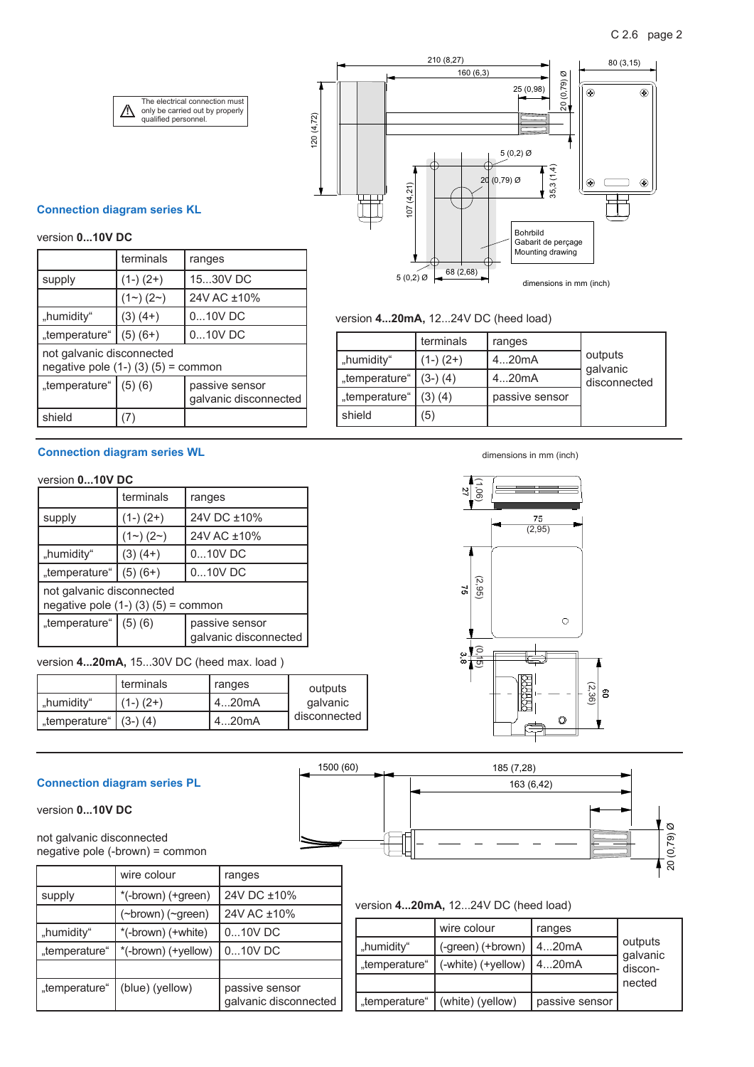The electrical connection must only be carried out by properly qualified personnel.

## Connection diagram series KL

version **0...10V DC**

| | terminals | ranges |
|---|---|---|
| supply | (1-) (2+) | 15...30V DC |
| | (1~) (2~) | 24V AC ±10% |
| „humidity“ | (3) (4+) | 0...10V DC |
| „temperature“ | (5) (6+) | 0...10V DC |
| not galvanic disconnected negative pole (1-) (3) (5) = common | | |
| „temperature“ | (5) (6) | passive sensor galvanic disconnected |
| shield | (7) | |

210 (8,27)
160 (6,3)
25 (0,98)
20 (0,79) Ø
80 (3,15)
120 (4,72)
5 (0,2) Ø
20 (0,79) Ø
35,3 (1,4)
107 (4,21)
5 (0,2) Ø
68 (2,68)
Bohrbild
Gabarit de perçage
Mounting drawing
dimensions in mm (inch)

version **4...20mA,** 12...24V DC (heed load)

| | terminals | ranges | |
|---|---|---|---|
| „humidity“ | (1-) (2+) | 4...20mA | outputs galvanic disconnected |
| „temperature“ | (3-) (4) | 4...20mA | |
| „temperature“ | (3) (4) | passive sensor | |
| shield | (5) | | |

## Connection diagram series WL

dimensions in mm (inch)

version **0...10V DC**

| | terminals | ranges |
|---|---|---|
| supply | (1-) (2+) | 24V DC ±10% |
| | (1~) (2~) | 24V AC ±10% |
| „humidity“ | (3) (4+) | 0...10V DC |
| „temperature“ | (5) (6+) | 0...10V DC |
| not galvanic disconnected negative pole (1-) (3) (5) = common | | |
| „temperature“ | (5) (6) | passive sensor galvanic disconnected |

version **4...20mA,** 15...30V DC (heed max. load )

| | terminals | ranges | |
|---|---|---|---|
| „humidity“ | (1-) (2+) | 4...20mA | outputs galvanic disconnected |
| „temperature“ | (3-) (4) | 4...20mA | |

27 (1,06)
75 (2,95)
75 (2,95)
3,8 (0,15)
60 (2,36)

## Connection diagram series PL

1500 (60)
185 (7,28)
163 (6,42)
20 (0,79) Ø

version **0...10V DC**

not galvanic disconnected
negative pole (-brown) = common

| | wire colour | ranges |
|---|---|---|
| supply | *(-brown) (+green) | 24V DC ±10% |
| | (~brown) (~green) | 24V AC ±10% |
| „humidity“ | *(-brown) (+white) | 0...10V DC |
| „temperature“ | *(-brown) (+yellow) | 0...10V DC |
| | | |
| „temperature“ | (blue) (yellow) | passive sensor galvanic disconnected |

version **4...20mA,** 12...24V DC (heed load)

| | wire colour | ranges | |
|---|---|---|---|
| „humidity“ | (-green) (+brown) | 4...20mA | outputs galvanic discon-nected |
| „temperature“ | (-white) (+yellow) | 4...20mA | |
| | | | |
| „temperature“ | (white) (yellow) | passive sensor | |